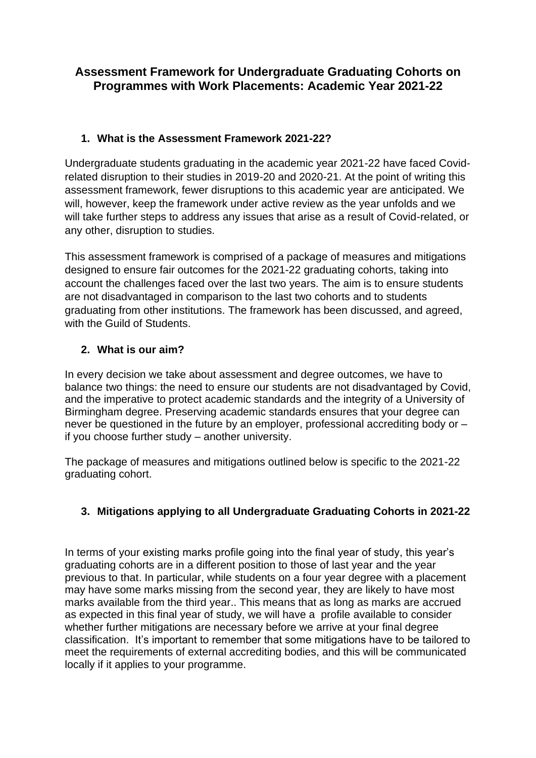# Assessment Framework for Undergraduate Graduating Cohorts on Programmes with Work Placements: Academic Year 2021-22

## 1. What is the Assessment Framework 2021-22?

Undergraduate students graduating in the academic year 2021-22 have faced Covid-related disruption to their studies in 2019-20 and 2020-21. At the point of writing this assessment framework, fewer disruptions to this academic year are anticipated. We will, however, keep the framework under active review as the year unfolds and we will take further steps to address any issues that arise as a result of Covid-related, or any other, disruption to studies.

This assessment framework is comprised of a package of measures and mitigations designed to ensure fair outcomes for the 2021-22 graduating cohorts, taking into account the challenges faced over the last two years. The aim is to ensure students are not disadvantaged in comparison to the last two cohorts and to students graduating from other institutions. The framework has been discussed, and agreed, with the Guild of Students.

## 2. What is our aim?

In every decision we take about assessment and degree outcomes, we have to balance two things: the need to ensure our students are not disadvantaged by Covid, and the imperative to protect academic standards and the integrity of a University of Birmingham degree. Preserving academic standards ensures that your degree can never be questioned in the future by an employer, professional accrediting body or – if you choose further study – another university.

The package of measures and mitigations outlined below is specific to the 2021-22 graduating cohort.

## 3. Mitigations applying to all Undergraduate Graduating Cohorts in 2021-22

In terms of your existing marks profile going into the final year of study, this year's graduating cohorts are in a different position to those of last year and the year previous to that. In particular, while students on a four year degree with a placement may have some marks missing from the second year, they are likely to have most marks available from the third year.. This means that as long as marks are accrued as expected in this final year of study, we will have a profile available to consider whether further mitigations are necessary before we arrive at your final degree classification. It's important to remember that some mitigations have to be tailored to meet the requirements of external accrediting bodies, and this will be communicated locally if it applies to your programme.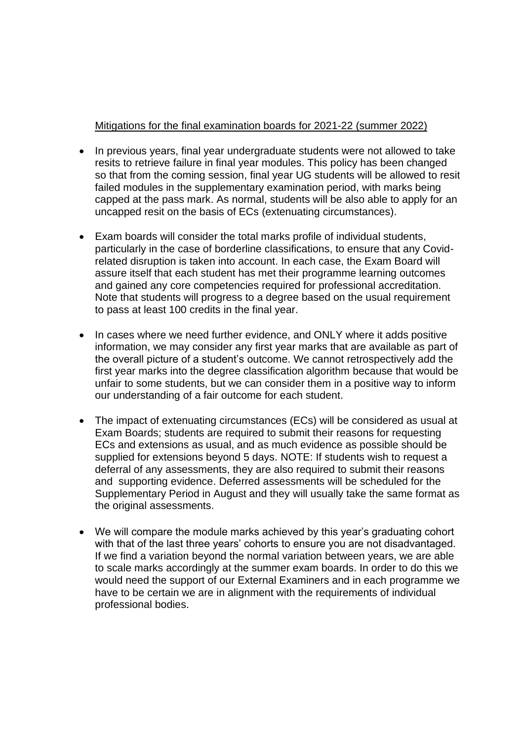<u>Mitigations for the final examination boards for 2021-22 (summer 2022)</u>

- In previous years, final year undergraduate students were not allowed to take resits to retrieve failure in final year modules. This policy has been changed so that from the coming session, final year UG students will be allowed to resit failed modules in the supplementary examination period, with marks being capped at the pass mark. As normal, students will be also able to apply for an uncapped resit on the basis of ECs (extenuating circumstances).

- Exam boards will consider the total marks profile of individual students, particularly in the case of borderline classifications, to ensure that any Covid-related disruption is taken into account. In each case, the Exam Board will assure itself that each student has met their programme learning outcomes and gained any core competencies required for professional accreditation. Note that students will progress to a degree based on the usual requirement to pass at least 100 credits in the final year.

- In cases where we need further evidence, and ONLY where it adds positive information, we may consider any first year marks that are available as part of the overall picture of a student's outcome. We cannot retrospectively add the first year marks into the degree classification algorithm because that would be unfair to some students, but we can consider them in a positive way to inform our understanding of a fair outcome for each student.

- The impact of extenuating circumstances (ECs) will be considered as usual at Exam Boards; students are required to submit their reasons for requesting ECs and extensions as usual, and as much evidence as possible should be supplied for extensions beyond 5 days. NOTE: If students wish to request a deferral of any assessments, they are also required to submit their reasons and supporting evidence. Deferred assessments will be scheduled for the Supplementary Period in August and they will usually take the same format as the original assessments.

- We will compare the module marks achieved by this year's graduating cohort with that of the last three years' cohorts to ensure you are not disadvantaged. If we find a variation beyond the normal variation between years, we are able to scale marks accordingly at the summer exam boards. In order to do this we would need the support of our External Examiners and in each programme we have to be certain we are in alignment with the requirements of individual professional bodies.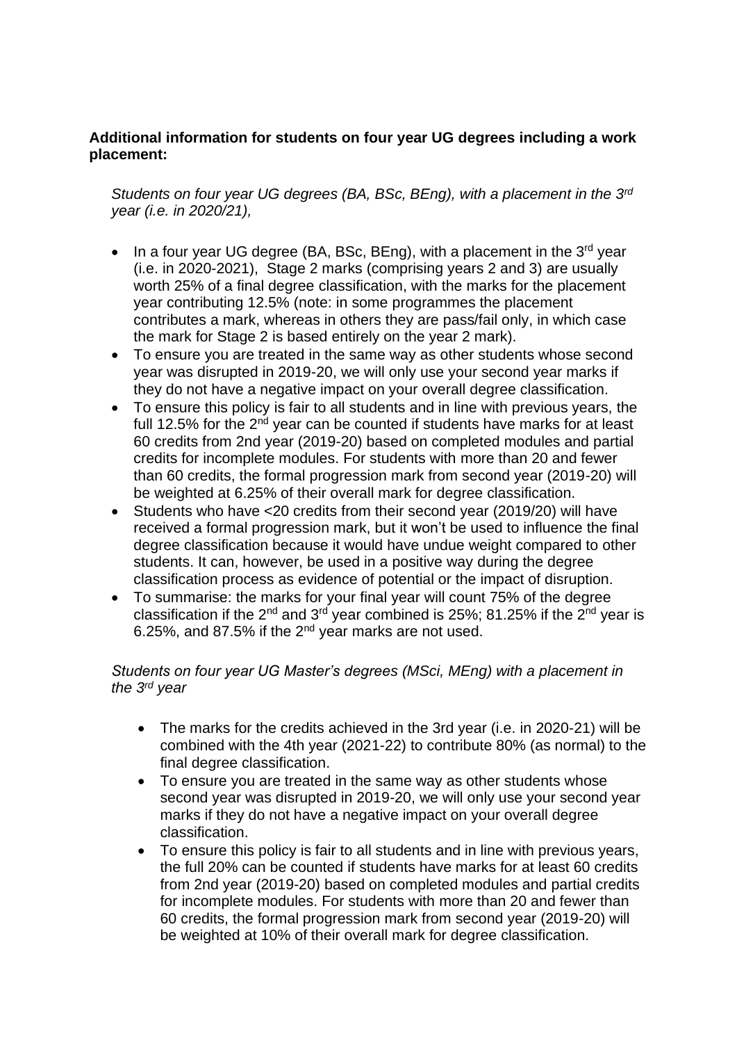**Additional information for students on four year UG degrees including a work placement:**

*Students on four year UG degrees (BA, BSc, BEng), with a placement in the 3rd year (i.e. in 2020/21),*

- In a four year UG degree (BA, BSc, BEng), with a placement in the 3rd year (i.e. in 2020-2021), Stage 2 marks (comprising years 2 and 3) are usually worth 25% of a final degree classification, with the marks for the placement year contributing 12.5% (note: in some programmes the placement contributes a mark, whereas in others they are pass/fail only, in which case the mark for Stage 2 is based entirely on the year 2 mark).
- To ensure you are treated in the same way as other students whose second year was disrupted in 2019-20, we will only use your second year marks if they do not have a negative impact on your overall degree classification.
- To ensure this policy is fair to all students and in line with previous years, the full 12.5% for the 2nd year can be counted if students have marks for at least 60 credits from 2nd year (2019-20) based on completed modules and partial credits for incomplete modules. For students with more than 20 and fewer than 60 credits, the formal progression mark from second year (2019-20) will be weighted at 6.25% of their overall mark for degree classification.
- Students who have <20 credits from their second year (2019/20) will have received a formal progression mark, but it won't be used to influence the final degree classification because it would have undue weight compared to other students. It can, however, be used in a positive way during the degree classification process as evidence of potential or the impact of disruption.
- To summarise: the marks for your final year will count 75% of the degree classification if the 2nd and 3rd year combined is 25%; 81.25% if the 2nd year is 6.25%, and 87.5% if the 2nd year marks are not used.

*Students on four year UG Master's degrees (MSci, MEng) with a placement in the 3rd year*

- The marks for the credits achieved in the 3rd year (i.e. in 2020-21) will be combined with the 4th year (2021-22) to contribute 80% (as normal) to the final degree classification.
- To ensure you are treated in the same way as other students whose second year was disrupted in 2019-20, we will only use your second year marks if they do not have a negative impact on your overall degree classification.
- To ensure this policy is fair to all students and in line with previous years, the full 20% can be counted if students have marks for at least 60 credits from 2nd year (2019-20) based on completed modules and partial credits for incomplete modules. For students with more than 20 and fewer than 60 credits, the formal progression mark from second year (2019-20) will be weighted at 10% of their overall mark for degree classification.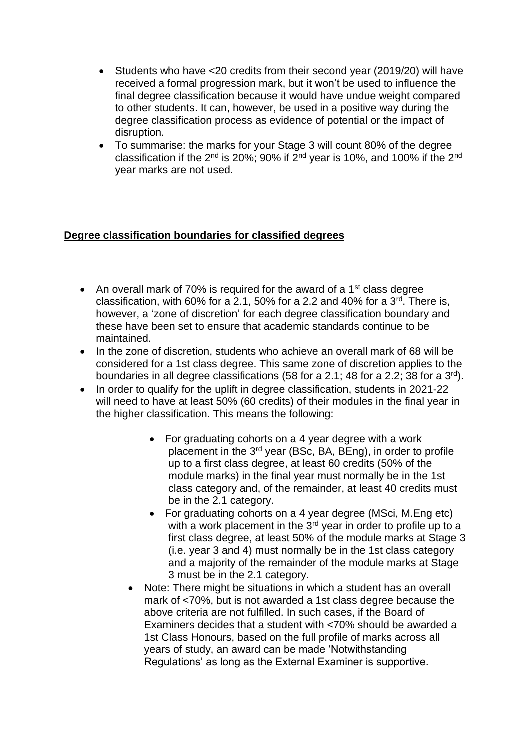- Students who have <20 credits from their second year (2019/20) will have received a formal progression mark, but it won't be used to influence the final degree classification because it would have undue weight compared to other students. It can, however, be used in a positive way during the degree classification process as evidence of potential or the impact of disruption.
- To summarise: the marks for your Stage 3 will count 80% of the degree classification if the 2nd is 20%; 90% if 2nd year is 10%, and 100% if the 2nd year marks are not used.

**<u>Degree classification boundaries for classified degrees</u>**

- An overall mark of 70% is required for the award of a 1st class degree classification, with 60% for a 2.1, 50% for a 2.2 and 40% for a 3rd. There is, however, a 'zone of discretion' for each degree classification boundary and these have been set to ensure that academic standards continue to be maintained.
- In the zone of discretion, students who achieve an overall mark of 68 will be considered for a 1st class degree. This same zone of discretion applies to the boundaries in all degree classifications (58 for a 2.1; 48 for a 2.2; 38 for a 3rd).
- In order to qualify for the uplift in degree classification, students in 2021-22 will need to have at least 50% (60 credits) of their modules in the final year in the higher classification. This means the following:
    - For graduating cohorts on a 4 year degree with a work placement in the 3rd year (BSc, BA, BEng), in order to profile up to a first class degree, at least 60 credits (50% of the module marks) in the final year must normally be in the 1st class category and, of the remainder, at least 40 credits must be in the 2.1 category.
    - For graduating cohorts on a 4 year degree (MSci, M.Eng etc) with a work placement in the 3rd year in order to profile up to a first class degree, at least 50% of the module marks at Stage 3 (i.e. year 3 and 4) must normally be in the 1st class category and a majority of the remainder of the module marks at Stage 3 must be in the 2.1 category.
- Note: There might be situations in which a student has an overall mark of <70%, but is not awarded a 1st class degree because the above criteria are not fulfilled. In such cases, if the Board of Examiners decides that a student with <70% should be awarded a 1st Class Honours, based on the full profile of marks across all years of study, an award can be made 'Notwithstanding Regulations' as long as the External Examiner is supportive.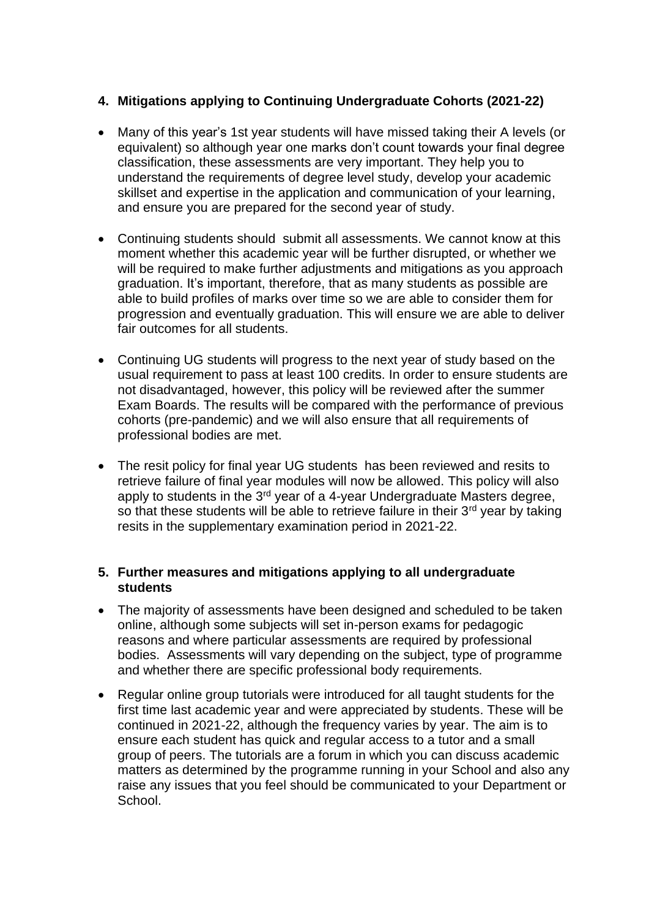## 4. Mitigations applying to Continuing Undergraduate Cohorts (2021-22)

- Many of this year's 1st year students will have missed taking their A levels (or equivalent) so although year one marks don't count towards your final degree classification, these assessments are very important. They help you to understand the requirements of degree level study, develop your academic skillset and expertise in the application and communication of your learning, and ensure you are prepared for the second year of study.
- Continuing students should submit all assessments. We cannot know at this moment whether this academic year will be further disrupted, or whether we will be required to make further adjustments and mitigations as you approach graduation. It's important, therefore, that as many students as possible are able to build profiles of marks over time so we are able to consider them for progression and eventually graduation. This will ensure we are able to deliver fair outcomes for all students.
- Continuing UG students will progress to the next year of study based on the usual requirement to pass at least 100 credits. In order to ensure students are not disadvantaged, however, this policy will be reviewed after the summer Exam Boards. The results will be compared with the performance of previous cohorts (pre-pandemic) and we will also ensure that all requirements of professional bodies are met.
- The resit policy for final year UG students has been reviewed and resits to retrieve failure of final year modules will now be allowed. This policy will also apply to students in the 3rd year of a 4-year Undergraduate Masters degree, so that these students will be able to retrieve failure in their 3rd year by taking resits in the supplementary examination period in 2021-22.

## 5. Further measures and mitigations applying to all undergraduate students

- The majority of assessments have been designed and scheduled to be taken online, although some subjects will set in-person exams for pedagogic reasons and where particular assessments are required by professional bodies. Assessments will vary depending on the subject, type of programme and whether there are specific professional body requirements.
- Regular online group tutorials were introduced for all taught students for the first time last academic year and were appreciated by students. These will be continued in 2021-22, although the frequency varies by year. The aim is to ensure each student has quick and regular access to a tutor and a small group of peers. The tutorials are a forum in which you can discuss academic matters as determined by the programme running in your School and also any raise any issues that you feel should be communicated to your Department or School.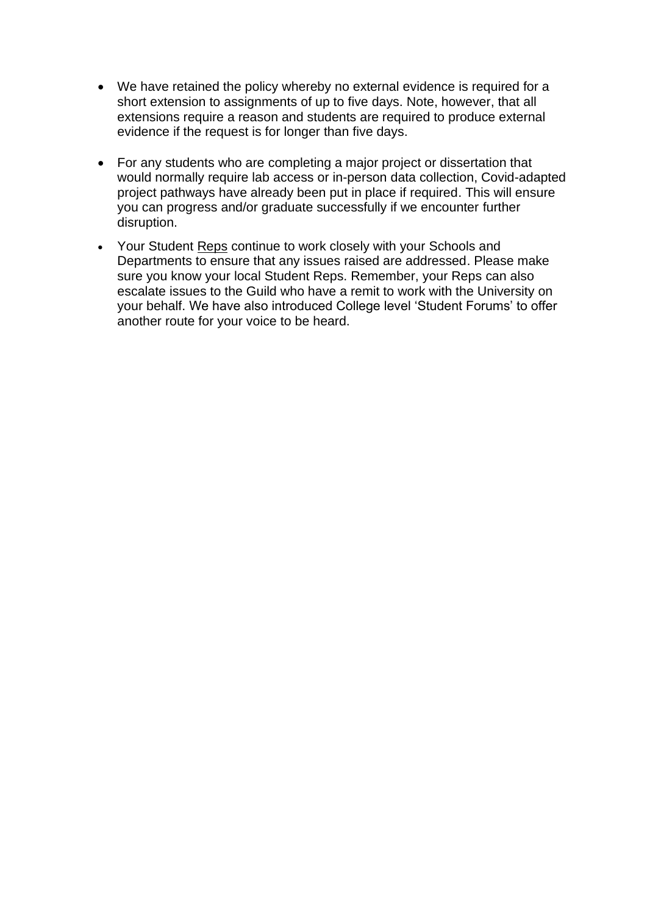- We have retained the policy whereby no external evidence is required for a short extension to assignments of up to five days. Note, however, that all extensions require a reason and students are required to produce external evidence if the request is for longer than five days.

- For any students who are completing a major project or dissertation that would normally require lab access or in-person data collection, Covid-adapted project pathways have already been put in place if required. This will ensure you can progress and/or graduate successfully if we encounter further disruption.

- Your Student Reps continue to work closely with your Schools and Departments to ensure that any issues raised are addressed. Please make sure you know your local Student Reps. Remember, your Reps can also escalate issues to the Guild who have a remit to work with the University on your behalf. We have also introduced College level 'Student Forums' to offer another route for your voice to be heard.